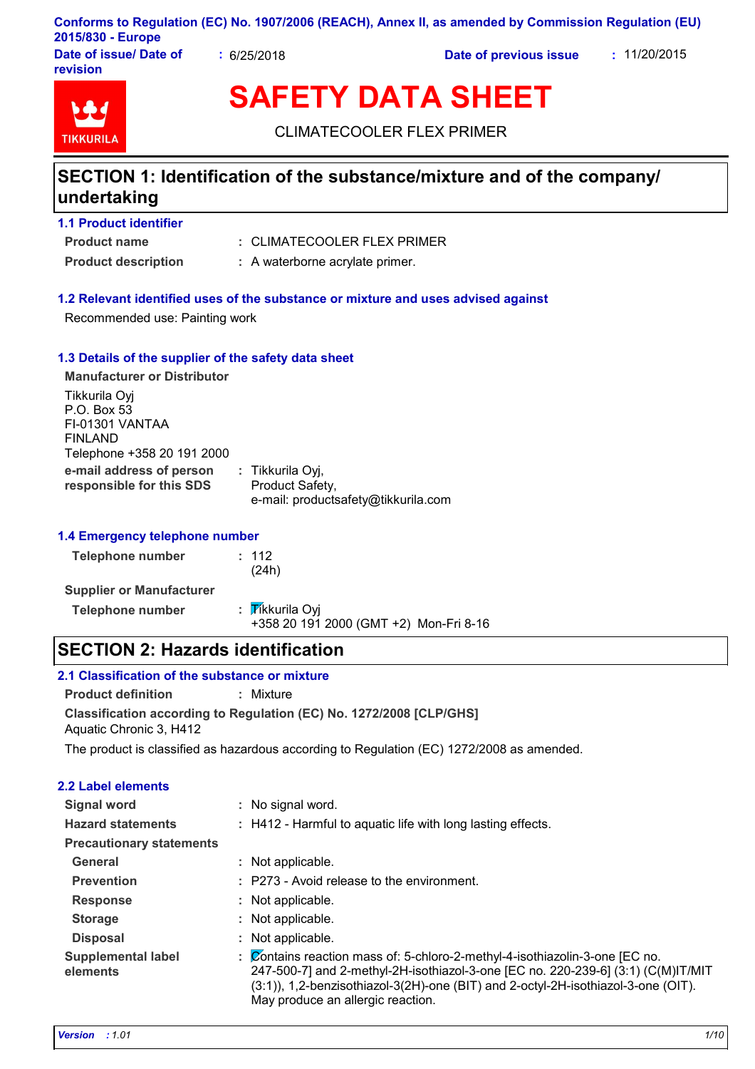Conforms to Regulation (EC) No. 1907/2006 (REACH), Annex II, as amended by Commission Regulation (EU) 2015/830 - Europe

| | | | |
|---|---|---|---|
| **Date of issue/ Date of revision** | : 6/25/2018 | **Date of previous issue** | : 11/20/2015 |

# SAFETY DATA SHEET

CLIMATECOOLER FLEX PRIMER

## SECTION 1: Identification of the substance/mixture and of the company/ undertaking

### 1.1 Product identifier

**Product name** : CLIMATECOOLER FLEX PRIMER

**Product description** : A waterborne acrylate primer.

### 1.2 Relevant identified uses of the substance or mixture and uses advised against

Recommended use: Painting work

### 1.3 Details of the supplier of the safety data sheet

**Manufacturer or Distributor**

Tikkurila Oyj
P.O. Box 53
FI-01301 VANTAA
FINLAND
Telephone +358 20 191 2000

**e-mail address of person responsible for this SDS** : Tikkurila Oyj,
Product Safety,
e-mail: productsafety@tikkurila.com

### 1.4 Emergency telephone number

**Telephone number** : 112
(24h)

**Supplier or Manufacturer**

**Telephone number** : Tikkurila Oyj
+358 20 191 2000 (GMT +2) Mon-Fri 8-16

## SECTION 2: Hazards identification

### 2.1 Classification of the substance or mixture

**Product definition** : Mixture

**Classification according to Regulation (EC) No. 1272/2008 [CLP/GHS]**
Aquatic Chronic 3, H412

The product is classified as hazardous according to Regulation (EC) 1272/2008 as amended.

### 2.2 Label elements

**Signal word** : No signal word.

**Hazard statements** : H412 - Harmful to aquatic life with long lasting effects.

**Precautionary statements**

**General** : Not applicable.

**Prevention** : P273 - Avoid release to the environment.

**Response** : Not applicable.

**Storage** : Not applicable.

**Disposal** : Not applicable.

**Supplemental label elements** : Contains reaction mass of: 5-chloro-2-methyl-4-isothiazolin-3-one [EC no. 247-500-7] and 2-methyl-2H-isothiazol-3-one [EC no. 220-239-6] (3:1) (C(M)IT/MIT (3:1)), 1,2-benzisothiazol-3(2H)-one (BIT) and 2-octyl-2H-isothiazol-3-one (OIT). May produce an allergic reaction.

*Version : 1.01*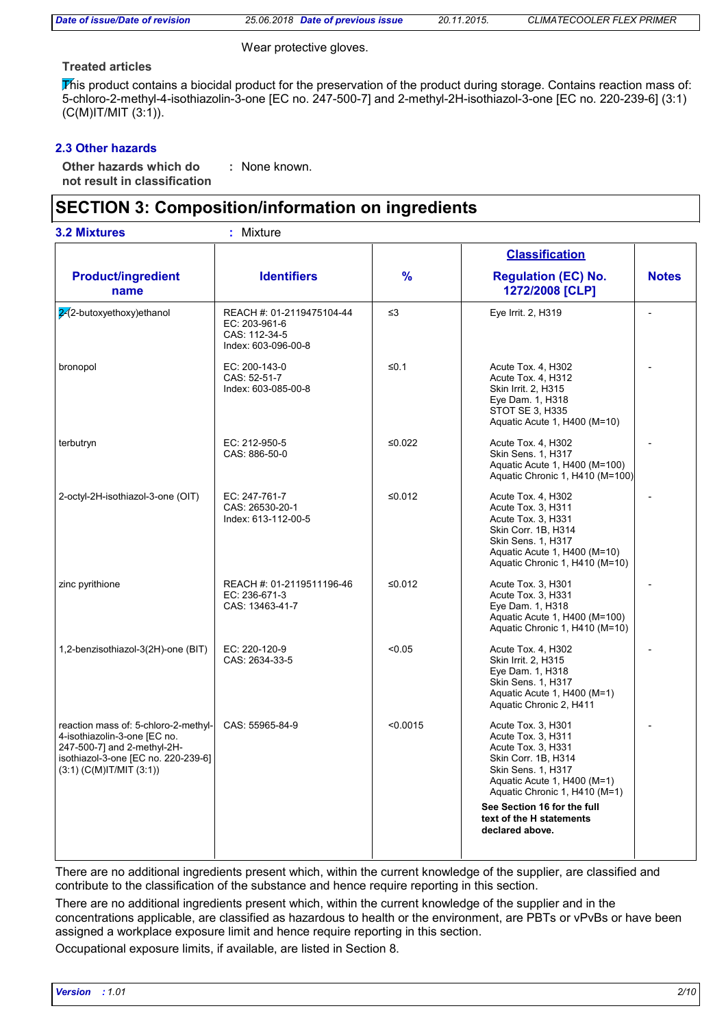Wear protective gloves.

**Treated articles**

This product contains a biocidal product for the preservation of the product during storage. Contains reaction mass of: 5-chloro-2-methyl-4-isothiazolin-3-one [EC no. 247-500-7] and 2-methyl-2H-isothiazol-3-one [EC no. 220-239-6] (3:1) (C(M)IT/MIT (3:1)).

### 2.3 Other hazards

**Other hazards which do not result in classification** : None known.

## SECTION 3: Composition/information on ingredients

**3.2 Mixtures** : Mixture

| Product/ingredient name | Identifiers | % | Classification Regulation (EC) No. 1272/2008 [CLP] | Notes |
|---|---|---|---|---|
| 2-(2-butoxyethoxy)ethanol | REACH #: 01-2119475104-44<br>EC: 203-961-6<br>CAS: 112-34-5<br>Index: 603-096-00-8 | ≤3 | Eye Irrit. 2, H319 | - |
| bronopol | EC: 200-143-0<br>CAS: 52-51-7<br>Index: 603-085-00-8 | ≤0.1 | Acute Tox. 4, H302<br>Acute Tox. 4, H312<br>Skin Irrit. 2, H315<br>Eye Dam. 1, H318<br>STOT SE 3, H335<br>Aquatic Acute 1, H400 (M=10) | - |
| terbutryn | EC: 212-950-5<br>CAS: 886-50-0 | ≤0.022 | Acute Tox. 4, H302<br>Skin Sens. 1, H317<br>Aquatic Acute 1, H400 (M=100)<br>Aquatic Chronic 1, H410 (M=100) | - |
| 2-octyl-2H-isothiazol-3-one (OIT) | EC: 247-761-7<br>CAS: 26530-20-1<br>Index: 613-112-00-5 | ≤0.012 | Acute Tox. 4, H302<br>Acute Tox. 3, H311<br>Acute Tox. 3, H331<br>Skin Corr. 1B, H314<br>Skin Sens. 1, H317<br>Aquatic Acute 1, H400 (M=10)<br>Aquatic Chronic 1, H410 (M=10) | - |
| zinc pyrithione | REACH #: 01-2119511196-46<br>EC: 236-671-3<br>CAS: 13463-41-7 | ≤0.012 | Acute Tox. 3, H301<br>Acute Tox. 3, H331<br>Eye Dam. 1, H318<br>Aquatic Acute 1, H400 (M=100)<br>Aquatic Chronic 1, H410 (M=10) | - |
| 1,2-benzisothiazol-3(2H)-one (BIT) | EC: 220-120-9<br>CAS: 2634-33-5 | <0.05 | Acute Tox. 4, H302<br>Skin Irrit. 2, H315<br>Eye Dam. 1, H318<br>Skin Sens. 1, H317<br>Aquatic Acute 1, H400 (M=1)<br>Aquatic Chronic 2, H411 | - |
| reaction mass of: 5-chloro-2-methyl-4-isothiazolin-3-one [EC no. 247-500-7] and 2-methyl-2H-isothiazol-3-one [EC no. 220-239-6] (3:1) (C(M)IT/MIT (3:1)) | CAS: 55965-84-9 | <0.0015 | Acute Tox. 3, H301<br>Acute Tox. 3, H311<br>Acute Tox. 3, H331<br>Skin Corr. 1B, H314<br>Skin Sens. 1, H317<br>Aquatic Acute 1, H400 (M=1)<br>Aquatic Chronic 1, H410 (M=1)<br>**See Section 16 for the full text of the H statements declared above.** | - |

There are no additional ingredients present which, within the current knowledge of the supplier, are classified and contribute to the classification of the substance and hence require reporting in this section.

There are no additional ingredients present which, within the current knowledge of the supplier and in the concentrations applicable, are classified as hazardous to health or the environment, are PBTs or vPvBs or have been assigned a workplace exposure limit and hence require reporting in this section.

Occupational exposure limits, if available, are listed in Section 8.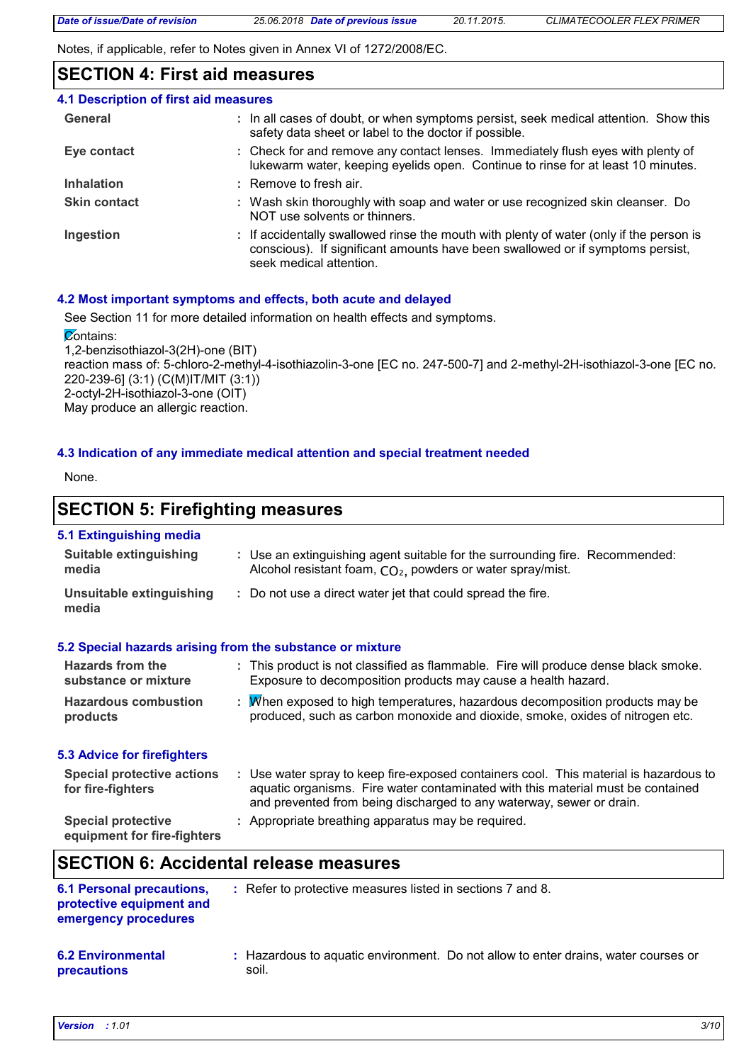Notes, if applicable, refer to Notes given in Annex VI of 1272/2008/EC.

## SECTION 4: First aid measures

### 4.1 Description of first aid measures

| | |
|---|---|
| **General** | : In all cases of doubt, or when symptoms persist, seek medical attention. Show this safety data sheet or label to the doctor if possible. |
| **Eye contact** | : Check for and remove any contact lenses. Immediately flush eyes with plenty of lukewarm water, keeping eyelids open. Continue to rinse for at least 10 minutes. |
| **Inhalation** | : Remove to fresh air. |
| **Skin contact** | : Wash skin thoroughly with soap and water or use recognized skin cleanser. Do NOT use solvents or thinners. |
| **Ingestion** | : If accidentally swallowed rinse the mouth with plenty of water (only if the person is conscious). If significant amounts have been swallowed or if symptoms persist, seek medical attention. |

### 4.2 Most important symptoms and effects, both acute and delayed

See Section 11 for more detailed information on health effects and symptoms.

Contains:
1,2-benzisothiazol-3(2H)-one (BIT)
reaction mass of: 5-chloro-2-methyl-4-isothiazolin-3-one [EC no. 247-500-7] and 2-methyl-2H-isothiazol-3-one [EC no. 220-239-6] (3:1) (C(M)IT/MIT (3:1))
2-octyl-2H-isothiazol-3-one (OIT)
May produce an allergic reaction.

### 4.3 Indication of any immediate medical attention and special treatment needed

None.

## SECTION 5: Firefighting measures

### 5.1 Extinguishing media

| | |
|---|---|
| **Suitable extinguishing media** | : Use an extinguishing agent suitable for the surrounding fire. Recommended: Alcohol resistant foam, $CO_2$, powders or water spray/mist. |
| **Unsuitable extinguishing media** | : Do not use a direct water jet that could spread the fire. |

### 5.2 Special hazards arising from the substance or mixture

| | |
|---|---|
| **Hazards from the substance or mixture** | : This product is not classified as flammable. Fire will produce dense black smoke. Exposure to decomposition products may cause a health hazard. |
| **Hazardous combustion products** | : When exposed to high temperatures, hazardous decomposition products may be produced, such as carbon monoxide and dioxide, smoke, oxides of nitrogen etc. |

### 5.3 Advice for firefighters

| | |
|---|---|
| **Special protective actions for fire-fighters** | : Use water spray to keep fire-exposed containers cool. This material is hazardous to aquatic organisms. Fire water contaminated with this material must be contained and prevented from being discharged to any waterway, sewer or drain. |
| **Special protective equipment for fire-fighters** | : Appropriate breathing apparatus may be required. |

## SECTION 6: Accidental release measures

| | |
|---|---|
| **6.1 Personal precautions, protective equipment and emergency procedures** | : Refer to protective measures listed in sections 7 and 8. |
| **6.2 Environmental precautions** | : Hazardous to aquatic environment. Do not allow to enter drains, water courses or soil. |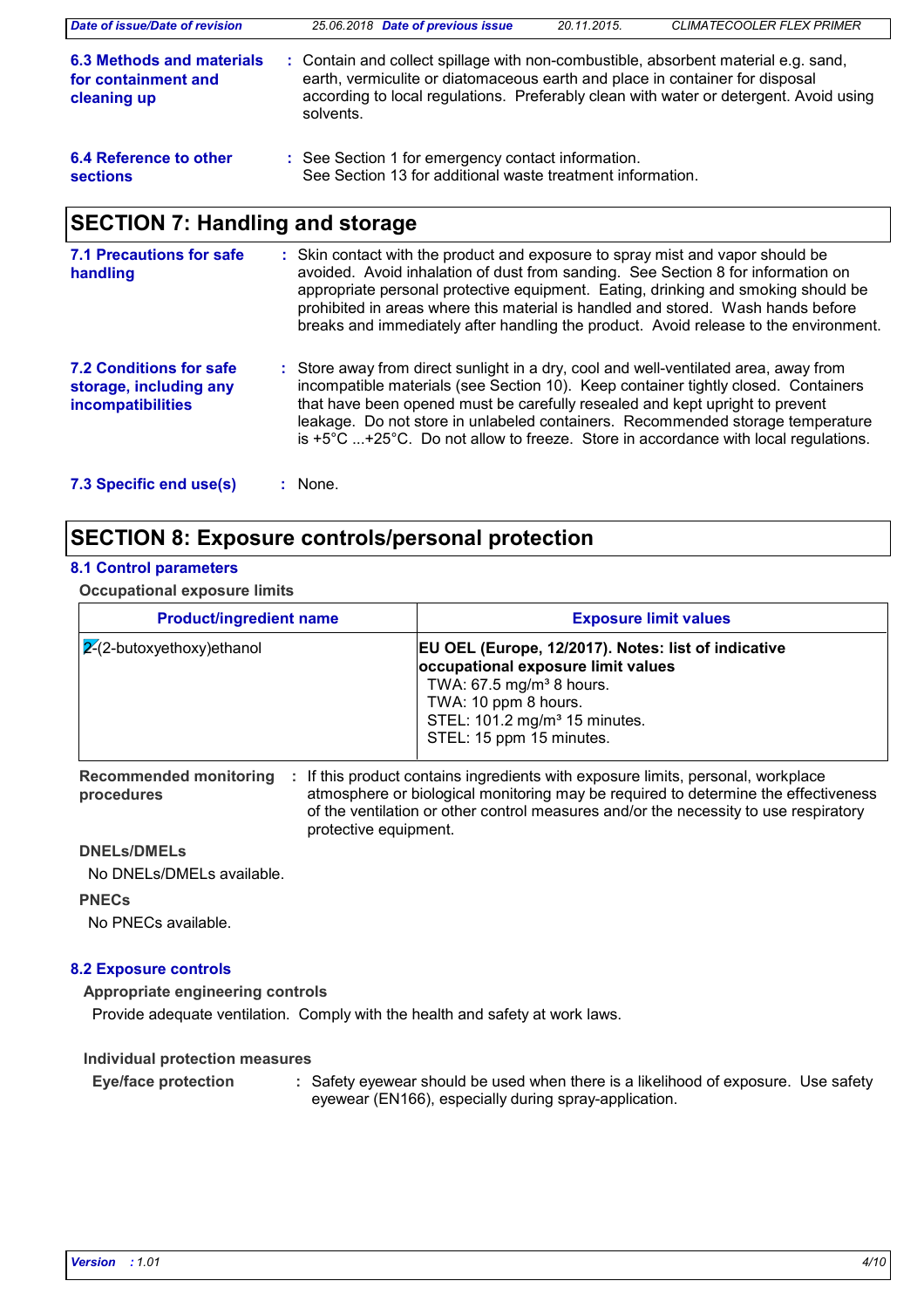**6.3 Methods and materials for containment and cleaning up** : Contain and collect spillage with non-combustible, absorbent material e.g. sand, earth, vermiculite or diatomaceous earth and place in container for disposal according to local regulations. Preferably clean with water or detergent. Avoid using solvents.

**6.4 Reference to other sections** : See Section 1 for emergency contact information.
See Section 13 for additional waste treatment information.

## SECTION 7: Handling and storage

**7.1 Precautions for safe handling** : Skin contact with the product and exposure to spray mist and vapor should be avoided. Avoid inhalation of dust from sanding. See Section 8 for information on appropriate personal protective equipment. Eating, drinking and smoking should be prohibited in areas where this material is handled and stored. Wash hands before breaks and immediately after handling the product. Avoid release to the environment.

**7.2 Conditions for safe storage, including any incompatibilities** : Store away from direct sunlight in a dry, cool and well-ventilated area, away from incompatible materials (see Section 10). Keep container tightly closed. Containers that have been opened must be carefully resealed and kept upright to prevent leakage. Do not store in unlabeled containers. Recommended storage temperature is +5°C ...+25°C. Do not allow to freeze. Store in accordance with local regulations.

**7.3 Specific end use(s)** : None.

## SECTION 8: Exposure controls/personal protection

### 8.1 Control parameters

**Occupational exposure limits**

| Product/ingredient name | Exposure limit values |
|---|---|
| 2-(2-butoxyethoxy)ethanol | **EU OEL (Europe, 12/2017). Notes: list of indicative occupational exposure limit values**<br>TWA: 67.5 mg/m³ 8 hours.<br>TWA: 10 ppm 8 hours.<br>STEL: 101.2 mg/m³ 15 minutes.<br>STEL: 15 ppm 15 minutes. |

**Recommended monitoring procedures** : If this product contains ingredients with exposure limits, personal, workplace atmosphere or biological monitoring may be required to determine the effectiveness of the ventilation or other control measures and/or the necessity to use respiratory protective equipment.

**DNELs/DMELs**

No DNELs/DMELs available.

**PNECs**

No PNECs available.

### 8.2 Exposure controls

**Appropriate engineering controls**

Provide adequate ventilation. Comply with the health and safety at work laws.

**Individual protection measures**

**Eye/face protection** : Safety eyewear should be used when there is a likelihood of exposure. Use safety eyewear (EN166), especially during spray-application.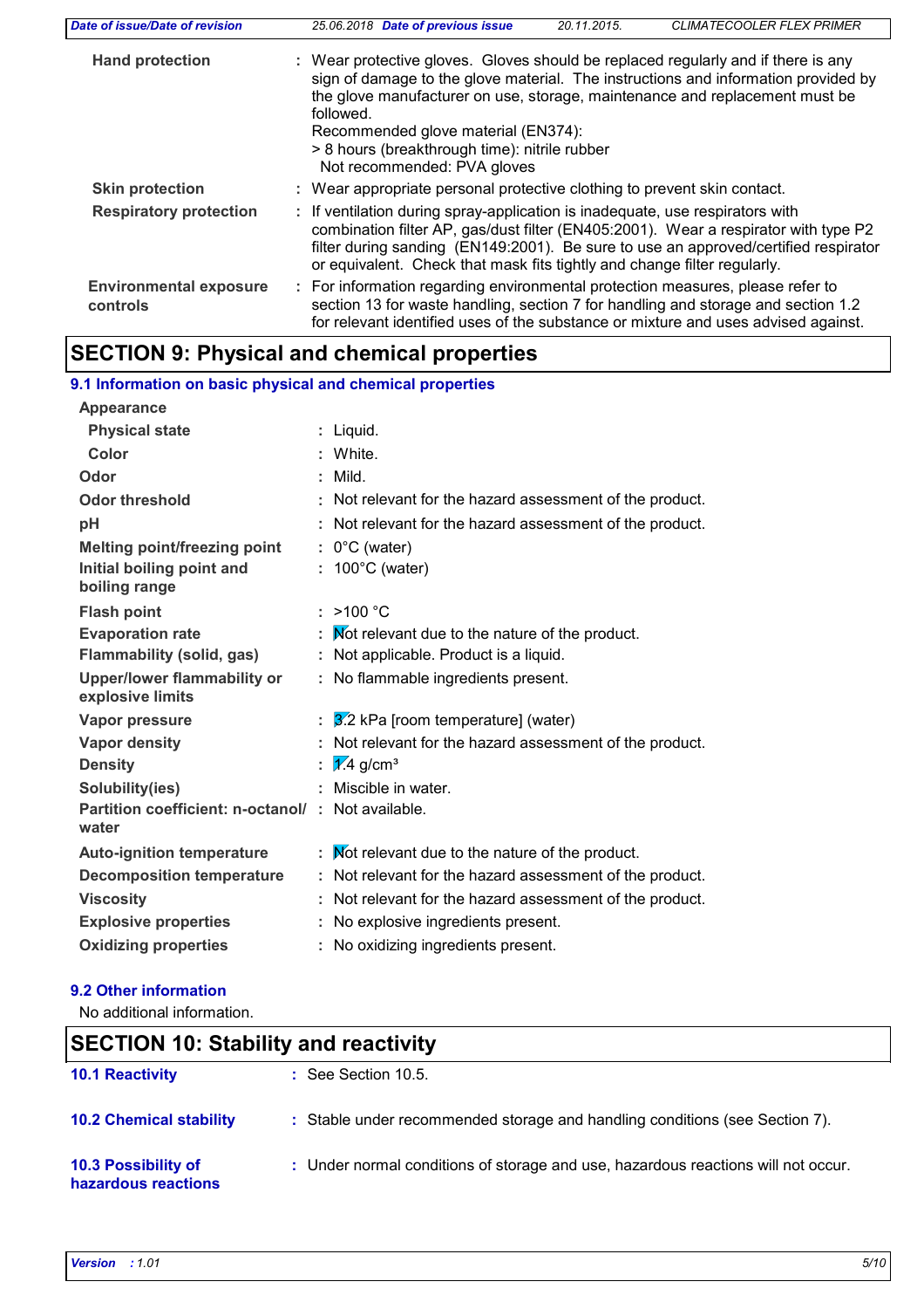| | |
|---|---|
| **Hand protection** | : Wear protective gloves. Gloves should be replaced regularly and if there is any sign of damage to the glove material. The instructions and information provided by the glove manufacturer on use, storage, maintenance and replacement must be followed.<br>Recommended glove material (EN374):<br>> 8 hours (breakthrough time): nitrile rubber<br>Not recommended: PVA gloves |
| **Skin protection** | : Wear appropriate personal protective clothing to prevent skin contact. |
| **Respiratory protection** | : If ventilation during spray-application is inadequate, use respirators with combination filter AP, gas/dust filter (EN405:2001). Wear a respirator with type P2 filter during sanding (EN149:2001). Be sure to use an approved/certified respirator or equivalent. Check that mask fits tightly and change filter regularly. |
| **Environmental exposure controls** | : For information regarding environmental protection measures, please refer to section 13 for waste handling, section 7 for handling and storage and section 1.2 for relevant identified uses of the substance or mixture and uses advised against. |

## SECTION 9: Physical and chemical properties

### 9.1 Information on basic physical and chemical properties

| | |
|---|---|
| **Appearance** | |
| **Physical state** | : Liquid. |
| **Color** | : White. |
| **Odor** | : Mild. |
| **Odor threshold** | : Not relevant for the hazard assessment of the product. |
| **pH** | : Not relevant for the hazard assessment of the product. |
| **Melting point/freezing point** | : 0°C (water) |
| **Initial boiling point and boiling range** | : 100°C (water) |
| **Flash point** | : >100 °C |
| **Evaporation rate** | : Not relevant due to the nature of the product. |
| **Flammability (solid, gas)** | : Not applicable. Product is a liquid. |
| **Upper/lower flammability or explosive limits** | : No flammable ingredients present. |
| **Vapor pressure** | : 3.2 kPa [room temperature] (water) |
| **Vapor density** | : Not relevant for the hazard assessment of the product. |
| **Density** | : 1.4 g/cm³ |
| **Solubility(ies)** | : Miscible in water. |
| **Partition coefficient: n-octanol/ water** | : Not available. |
| **Auto-ignition temperature** | : Not relevant due to the nature of the product. |
| **Decomposition temperature** | : Not relevant for the hazard assessment of the product. |
| **Viscosity** | : Not relevant for the hazard assessment of the product. |
| **Explosive properties** | : No explosive ingredients present. |
| **Oxidizing properties** | : No oxidizing ingredients present. |

### 9.2 Other information

No additional information.

## SECTION 10: Stability and reactivity

| | |
|---|---|
| **10.1 Reactivity** | : See Section 10.5. |
| **10.2 Chemical stability** | : Stable under recommended storage and handling conditions (see Section 7). |
| **10.3 Possibility of hazardous reactions** | : Under normal conditions of storage and use, hazardous reactions will not occur. |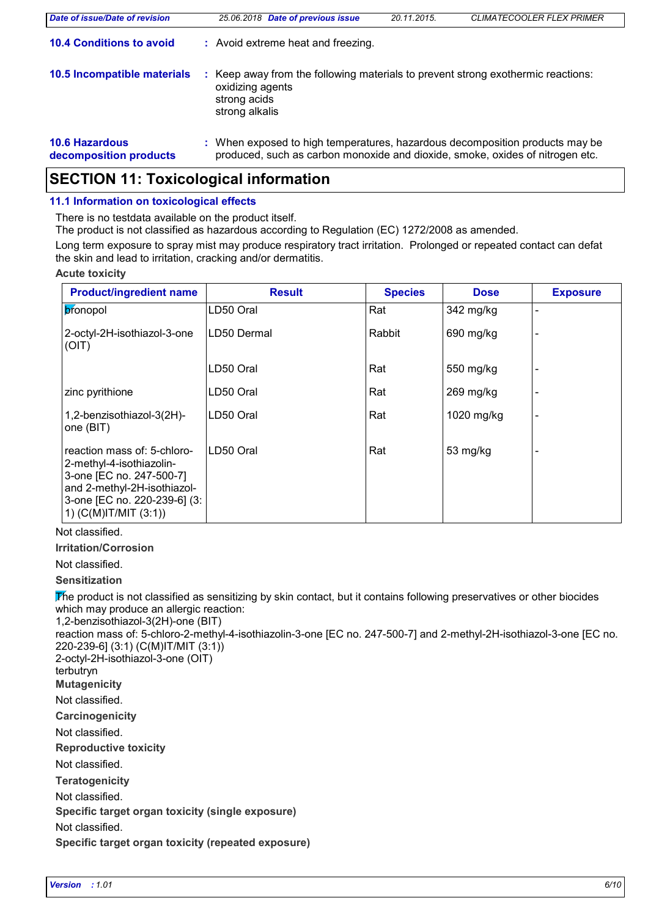**10.4 Conditions to avoid** : Avoid extreme heat and freezing.

**10.5 Incompatible materials** : Keep away from the following materials to prevent strong exothermic reactions:
oxidizing agents
strong acids
strong alkalis

**10.6 Hazardous decomposition products** : When exposed to high temperatures, hazardous decomposition products may be produced, such as carbon monoxide and dioxide, smoke, oxides of nitrogen etc.

## SECTION 11: Toxicological information

### 11.1 Information on toxicological effects

There is no testdata available on the product itself.
The product is not classified as hazardous according to Regulation (EC) 1272/2008 as amended.

Long term exposure to spray mist may produce respiratory tract irritation. Prolonged or repeated contact can defat the skin and lead to irritation, cracking and/or dermatitis.

**Acute toxicity**

| Product/ingredient name | Result | Species | Dose | Exposure |
|---|---|---|---|---|
| bronopol | LD50 Oral | Rat | 342 mg/kg | - |
| 2-octyl-2H-isothiazol-3-one (OIT) | LD50 Dermal | Rabbit | 690 mg/kg | - |
| | LD50 Oral | Rat | 550 mg/kg | - |
| zinc pyrithione | LD50 Oral | Rat | 269 mg/kg | - |
| 1,2-benzisothiazol-3(2H)-one (BIT) | LD50 Oral | Rat | 1020 mg/kg | - |
| reaction mass of: 5-chloro-2-methyl-4-isothiazolin-3-one [EC no. 247-500-7] and 2-methyl-2H-isothiazol-3-one [EC no. 220-239-6] (3:1) (C(M)IT/MIT (3:1)) | LD50 Oral | Rat | 53 mg/kg | - |

Not classified.

**Irritation/Corrosion**

Not classified.

**Sensitization**

The product is not classified as sensitizing by skin contact, but it contains following preservatives or other biocides which may produce an allergic reaction:
1,2-benzisothiazol-3(2H)-one (BIT)
reaction mass of: 5-chloro-2-methyl-4-isothiazolin-3-one [EC no. 247-500-7] and 2-methyl-2H-isothiazol-3-one [EC no. 220-239-6] (3:1) (C(M)IT/MIT (3:1))
2-octyl-2H-isothiazol-3-one (OIT)
terbutryn

**Mutagenicity**

Not classified.

**Carcinogenicity**

Not classified.

**Reproductive toxicity**

Not classified.

**Teratogenicity**

Not classified.

**Specific target organ toxicity (single exposure)**

Not classified.

**Specific target organ toxicity (repeated exposure)**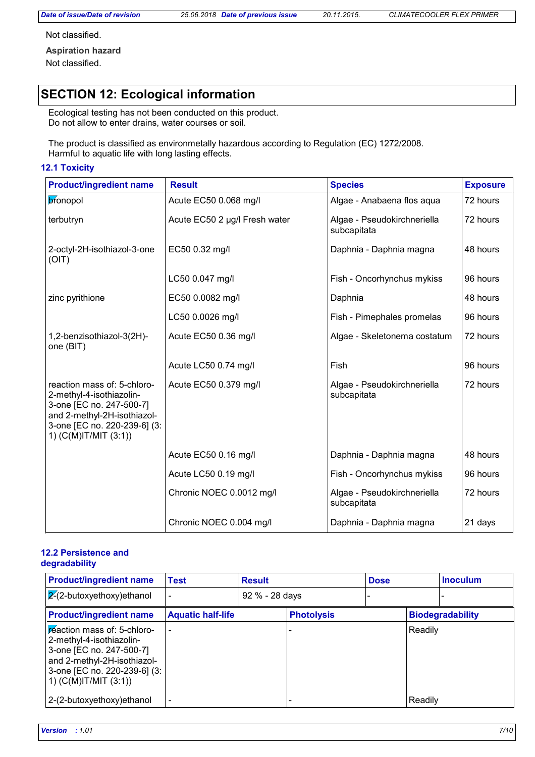Not classified.

**Aspiration hazard**

Not classified.

## SECTION 12: Ecological information

Ecological testing has not been conducted on this product.
Do not allow to enter drains, water courses or soil.

The product is classified as environmetally hazardous according to Regulation (EC) 1272/2008.
Harmful to aquatic life with long lasting effects.

### 12.1 Toxicity

| Product/ingredient name | Result | Species | Exposure |
|---|---|---|---|
| bronopol | Acute EC50 0.068 mg/l | Algae - Anabaena flos aqua | 72 hours |
| terbutryn | Acute EC50 2 µg/l Fresh water | Algae - Pseudokirchneriella subcapitata | 72 hours |
| 2-octyl-2H-isothiazol-3-one (OIT) | EC50 0.32 mg/l | Daphnia - Daphnia magna | 48 hours |
| | LC50 0.047 mg/l | Fish - Oncorhynchus mykiss | 96 hours |
| zinc pyrithione | EC50 0.0082 mg/l | Daphnia | 48 hours |
| | LC50 0.0026 mg/l | Fish - Pimephales promelas | 96 hours |
| 1,2-benzisothiazol-3(2H)-one (BIT) | Acute EC50 0.36 mg/l | Algae - Skeletonema costatum | 72 hours |
| | Acute LC50 0.74 mg/l | Fish | 96 hours |
| reaction mass of: 5-chloro-2-methyl-4-isothiazolin-3-one [EC no. 247-500-7] and 2-methyl-2H-isothiazol-3-one [EC no. 220-239-6] (3:1) (C(M)IT/MIT (3:1)) | Acute EC50 0.379 mg/l | Algae - Pseudokirchneriella subcapitata | 72 hours |
| | Acute EC50 0.16 mg/l | Daphnia - Daphnia magna | 48 hours |
| | Acute LC50 0.19 mg/l | Fish - Oncorhynchus mykiss | 96 hours |
| | Chronic NOEC 0.0012 mg/l | Algae - Pseudokirchneriella subcapitata | 72 hours |
| | Chronic NOEC 0.004 mg/l | Daphnia - Daphnia magna | 21 days |

### 12.2 Persistence and degradability

| Product/ingredient name | Test | Result | Dose | Inoculum |
|---|---|---|---|---|
| 2-(2-butoxyethoxy)ethanol | - | 92 % - 28 days | - | - |

| Product/ingredient name | Aquatic half-life | Photolysis | Biodegradability |
|---|---|---|---|
| reaction mass of: 5-chloro-2-methyl-4-isothiazolin-3-one [EC no. 247-500-7] and 2-methyl-2H-isothiazol-3-one [EC no. 220-239-6] (3:1) (C(M)IT/MIT (3:1)) | - | - | Readily |
| 2-(2-butoxyethoxy)ethanol | - | - | Readily |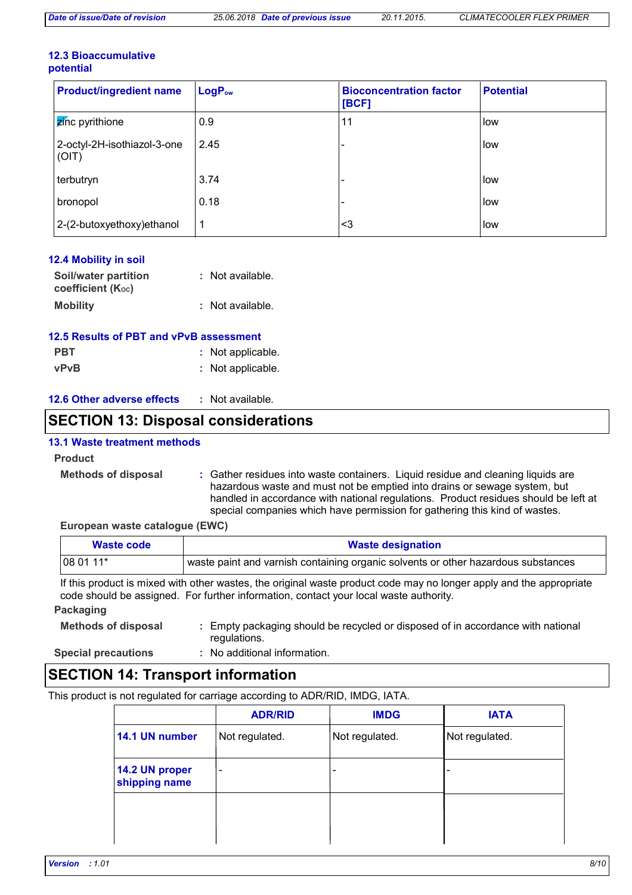### 12.3 Bioaccumulative potential

| Product/ingredient name | $LogP_{ow}$ | Bioconcentration factor [BCF] | Potential |
|---|---|---|---|
| zinc pyrithione | 0.9 | 11 | low |
| 2-octyl-2H-isothiazol-3-one (OIT) | 2.45 | - | low |
| terbutryn | 3.74 | - | low |
| bronopol | 0.18 | - | low |
| 2-(2-butoxyethoxy)ethanol | 1 | <3 | low |

### 12.4 Mobility in soil

**Soil/water partition coefficient ($K_{OC}$)** : Not available.

**Mobility** : Not available.

### 12.5 Results of PBT and vPvB assessment

**PBT** : Not applicable.

**vPvB** : Not applicable.

### 12.6 Other adverse effects : Not available.

## SECTION 13: Disposal considerations

### 13.1 Waste treatment methods

**Product**

**Methods of disposal** : Gather residues into waste containers. Liquid residue and cleaning liquids are hazardous waste and must not be emptied into drains or sewage system, but handled in accordance with national regulations. Product residues should be left at special companies which have permission for gathering this kind of wastes.

**European waste catalogue (EWC)**

| Waste code | Waste designation |
|---|---|
| 08 01 11* | waste paint and varnish containing organic solvents or other hazardous substances |

If this product is mixed with other wastes, the original waste product code may no longer apply and the appropriate code should be assigned. For further information, contact your local waste authority.

**Packaging**

**Methods of disposal** : Empty packaging should be recycled or disposed of in accordance with national regulations.

**Special precautions** : No additional information.

## SECTION 14: Transport information

This product is not regulated for carriage according to ADR/RID, IMDG, IATA.

| | ADR/RID | IMDG | IATA |
|---|---|---|---|
| **14.1 UN number** | Not regulated. | Not regulated. | Not regulated. |
| **14.2 UN proper shipping name** | - | - | - |
| | | | |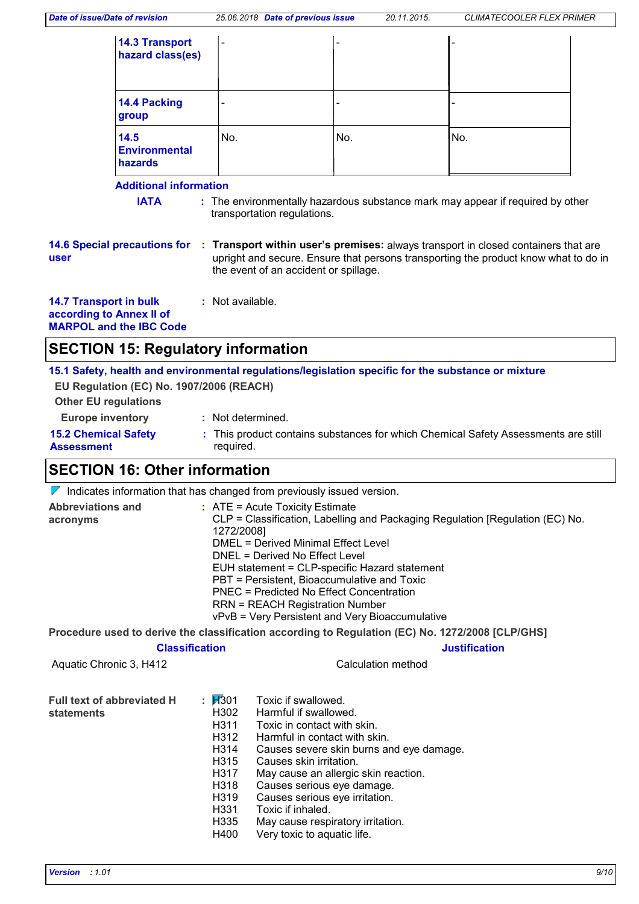| | | | |
|---|---|---|---|
| **14.3 Transport hazard class(es)** | - | - | - |
| **14.4 Packing group** | - | - | - |
| **14.5 Environmental hazards** | No. | No. | No. |

**Additional information**

**IATA** : The environmentally hazardous substance mark may appear if required by other transportation regulations.

**14.6 Special precautions for user** : **Transport within user's premises:** always transport in closed containers that are upright and secure. Ensure that persons transporting the product know what to do in the event of an accident or spillage.

**14.7 Transport in bulk according to Annex II of MARPOL and the IBC Code** : Not available.

## SECTION 15: Regulatory information

**15.1 Safety, health and environmental regulations/legislation specific for the substance or mixture**

**EU Regulation (EC) No. 1907/2006 (REACH)**

**Other EU regulations**

**Europe inventory** : Not determined.

**15.2 Chemical Safety Assessment** : This product contains substances for which Chemical Safety Assessments are still required.

## SECTION 16: Other information

Indicates information that has changed from previously issued version.

**Abbreviations and acronyms** : ATE = Acute Toxicity Estimate
CLP = Classification, Labelling and Packaging Regulation [Regulation (EC) No. 1272/2008]
DMEL = Derived Minimal Effect Level
DNEL = Derived No Effect Level
EUH statement = CLP-specific Hazard statement
PBT = Persistent, Bioaccumulative and Toxic
PNEC = Predicted No Effect Concentration
RRN = REACH Registration Number
vPvB = Very Persistent and Very Bioaccumulative

**Procedure used to derive the classification according to Regulation (EC) No. 1272/2008 [CLP/GHS]**

| Classification | Justification |
|---|---|
| Aquatic Chronic 3, H412 | Calculation method |

**Full text of abbreviated H statements** :

| | |
|---|---|
| H301 | Toxic if swallowed. |
| H302 | Harmful if swallowed. |
| H311 | Toxic in contact with skin. |
| H312 | Harmful in contact with skin. |
| H314 | Causes severe skin burns and eye damage. |
| H315 | Causes skin irritation. |
| H317 | May cause an allergic skin reaction. |
| H318 | Causes serious eye damage. |
| H319 | Causes serious eye irritation. |
| H331 | Toxic if inhaled. |
| H335 | May cause respiratory irritation. |
| H400 | Very toxic to aquatic life. |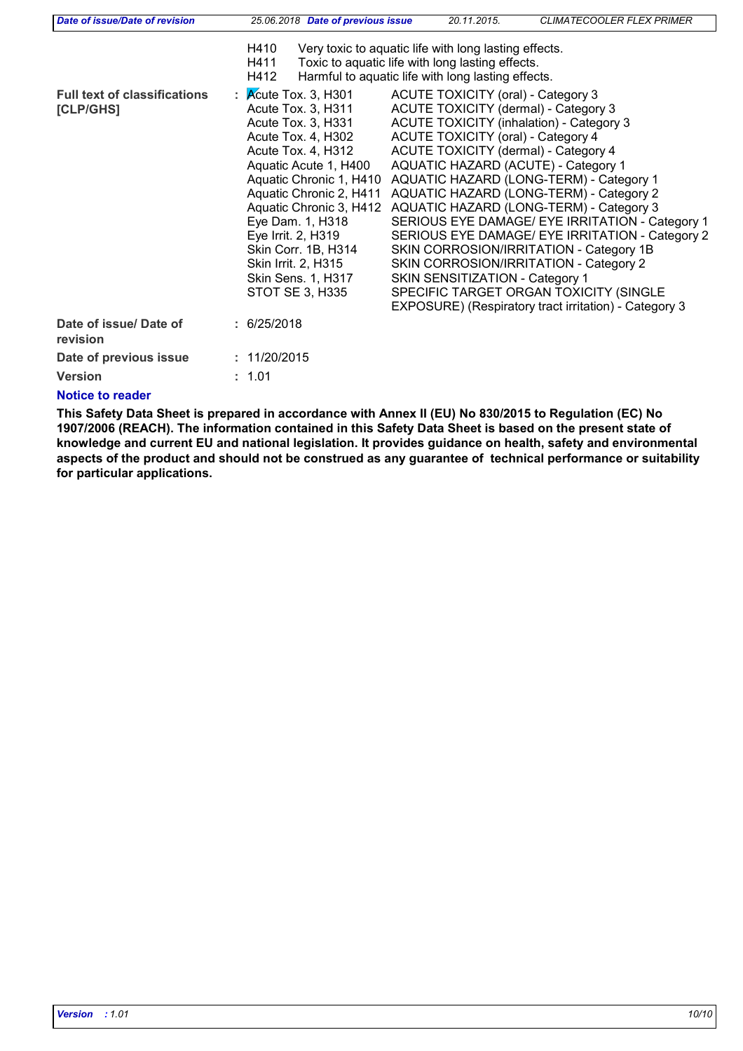| | |
|---|---|
| H410 | Very toxic to aquatic life with long lasting effects. |
| H411 | Toxic to aquatic life with long lasting effects. |
| H412 | Harmful to aquatic life with long lasting effects. |

**Full text of classifications [CLP/GHS]** :

| | |
|---|---|
| Acute Tox. 3, H301 | ACUTE TOXICITY (oral) - Category 3 |
| Acute Tox. 3, H311 | ACUTE TOXICITY (dermal) - Category 3 |
| Acute Tox. 3, H331 | ACUTE TOXICITY (inhalation) - Category 3 |
| Acute Tox. 4, H302 | ACUTE TOXICITY (oral) - Category 4 |
| Acute Tox. 4, H312 | ACUTE TOXICITY (dermal) - Category 4 |
| Aquatic Acute 1, H400 | AQUATIC HAZARD (ACUTE) - Category 1 |
| Aquatic Chronic 1, H410 | AQUATIC HAZARD (LONG-TERM) - Category 1 |
| Aquatic Chronic 2, H411 | AQUATIC HAZARD (LONG-TERM) - Category 2 |
| Aquatic Chronic 3, H412 | AQUATIC HAZARD (LONG-TERM) - Category 3 |
| Eye Dam. 1, H318 | SERIOUS EYE DAMAGE/ EYE IRRITATION - Category 1 |
| Eye Irrit. 2, H319 | SERIOUS EYE DAMAGE/ EYE IRRITATION - Category 2 |
| Skin Corr. 1B, H314 | SKIN CORROSION/IRRITATION - Category 1B |
| Skin Irrit. 2, H315 | SKIN CORROSION/IRRITATION - Category 2 |
| Skin Sens. 1, H317 | SKIN SENSITIZATION - Category 1 |
| STOT SE 3, H335 | SPECIFIC TARGET ORGAN TOXICITY (SINGLE EXPOSURE) (Respiratory tract irritation) - Category 3 |

**Date of issue/ Date of revision** : 6/25/2018

**Date of previous issue** : 11/20/2015

**Version** : 1.01

**Notice to reader**

**This Safety Data Sheet is prepared in accordance with Annex II (EU) No 830/2015 to Regulation (EC) No 1907/2006 (REACH). The information contained in this Safety Data Sheet is based on the present state of knowledge and current EU and national legislation. It provides guidance on health, safety and environmental aspects of the product and should not be construed as any guarantee of technical performance or suitability for particular applications.**